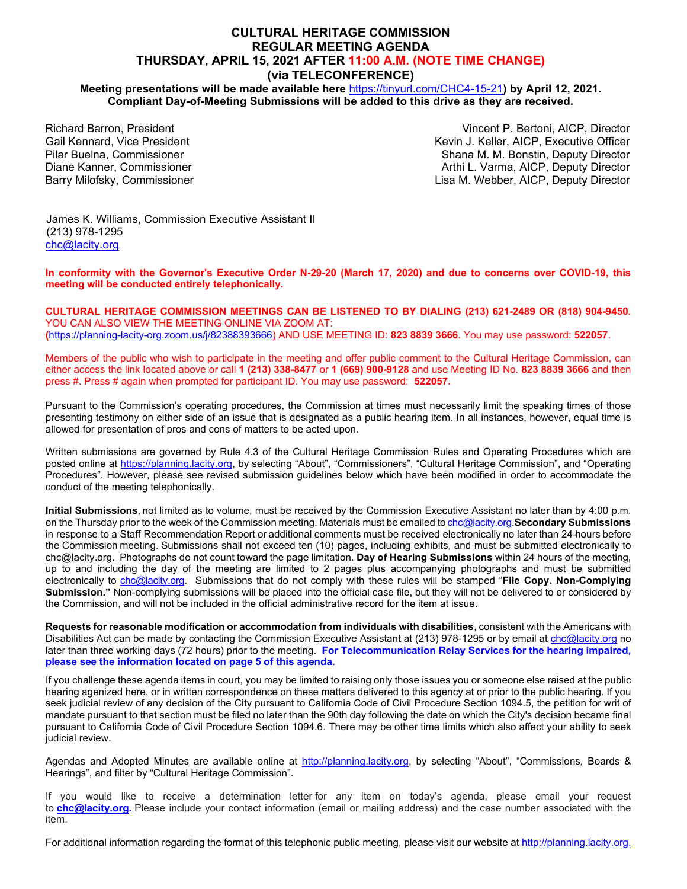# CULTURAL HERITAGE COMMISSION
## REGULAR MEETING AGENDA
## THURSDAY, APRIL 15, 2021 AFTER 11:00 A.M. (NOTE TIME CHANGE)
## (via TELECONFERENCE)

**Meeting presentations will be made available here https://tinyurl.com/CHC4-15-21) by April 12, 2021. Compliant Day-of-Meeting Submissions will be added to this drive as they are received.**

| | |
|---|---|
| Richard Barron, President | Vincent P. Bertoni, AICP, Director |
| Gail Kennard, Vice President | Kevin J. Keller, AICP, Executive Officer |
| Pilar Buelna, Commissioner | Shana M. M. Bonstin, Deputy Director |
| Diane Kanner, Commissioner | Arthi L. Varma, AICP, Deputy Director |
| Barry Milofsky, Commissioner | Lisa M. Webber, AICP, Deputy Director |

James K. Williams, Commission Executive Assistant II
(213) 978-1295
chc@lacity.org

**In conformity with the Governor's Executive Order N-29-20 (March 17, 2020) and due to concerns over COVID-19, this meeting will be conducted entirely telephonically.**

**CULTURAL HERITAGE COMMISSION MEETINGS CAN BE LISTENED TO BY DIALING (213) 621-2489 OR (818) 904-9450.** YOU CAN ALSO VIEW THE MEETING ONLINE VIA ZOOM AT: **(**https://planning-lacity-org.zoom.us/j/82388393666) AND USE MEETING ID: **823 8839 3666**. You may use password: **522057**.

Members of the public who wish to participate in the meeting and offer public comment to the Cultural Heritage Commission, can either access the link located above or call **1 (213) 338-8477** or **1 (669) 900-9128** and use Meeting ID No. **823 8839 3666** and then press #. Press # again when prompted for participant ID. You may use password: **522057.**

Pursuant to the Commission's operating procedures, the Commission at times must necessarily limit the speaking times of those presenting testimony on either side of an issue that is designated as a public hearing item. In all instances, however, equal time is allowed for presentation of pros and cons of matters to be acted upon.

Written submissions are governed by Rule 4.3 of the Cultural Heritage Commission Rules and Operating Procedures which are posted online at https://planning.lacity.org, by selecting "About", "Commissioners", "Cultural Heritage Commission", and "Operating Procedures". However, please see revised submission guidelines below which have been modified in order to accommodate the conduct of the meeting telephonically.

**Initial Submissions**, not limited as to volume, must be received by the Commission Executive Assistant no later than by 4:00 p.m. on the Thursday prior to the week of the Commission meeting. Materials must be emailed to chc@lacity.org. **Secondary Submissions** in response to a Staff Recommendation Report or additional comments must be received electronically no later than 24-hours before the Commission meeting. Submissions shall not exceed ten (10) pages, including exhibits, and must be submitted electronically to chc@lacity.org. Photographs do not count toward the page limitation. **Day of Hearing Submissions** within 24 hours of the meeting, up to and including the day of the meeting are limited to 2 pages plus accompanying photographs and must be submitted electronically to chc@lacity.org. Submissions that do not comply with these rules will be stamped "**File Copy. Non-Complying Submission."** Non-complying submissions will be placed into the official case file, but they will not be delivered to or considered by the Commission, and will not be included in the official administrative record for the item at issue.

**Requests for reasonable modification or accommodation from individuals with disabilities**, consistent with the Americans with Disabilities Act can be made by contacting the Commission Executive Assistant at (213) 978-1295 or by email at chc@lacity.org no later than three working days (72 hours) prior to the meeting. **For Telecommunication Relay Services for the hearing impaired, please see the information located on page 5 of this agenda.**

If you challenge these agenda items in court, you may be limited to raising only those issues you or someone else raised at the public hearing agenized here, or in written correspondence on these matters delivered to this agency at or prior to the public hearing. If you seek judicial review of any decision of the City pursuant to California Code of Civil Procedure Section 1094.5, the petition for writ of mandate pursuant to that section must be filed no later than the 90th day following the date on which the City's decision became final pursuant to California Code of Civil Procedure Section 1094.6. There may be other time limits which also affect your ability to seek judicial review.

Agendas and Adopted Minutes are available online at http://planning.lacity.org, by selecting "About", "Commissions, Boards & Hearings", and filter by "Cultural Heritage Commission".

If you would like to receive a determination letter for any item on today's agenda, please email your request to **chc@lacity.org**. Please include your contact information (email or mailing address) and the case number associated with the item.

For additional information regarding the format of this telephonic public meeting, please visit our website at http://planning.lacity.org.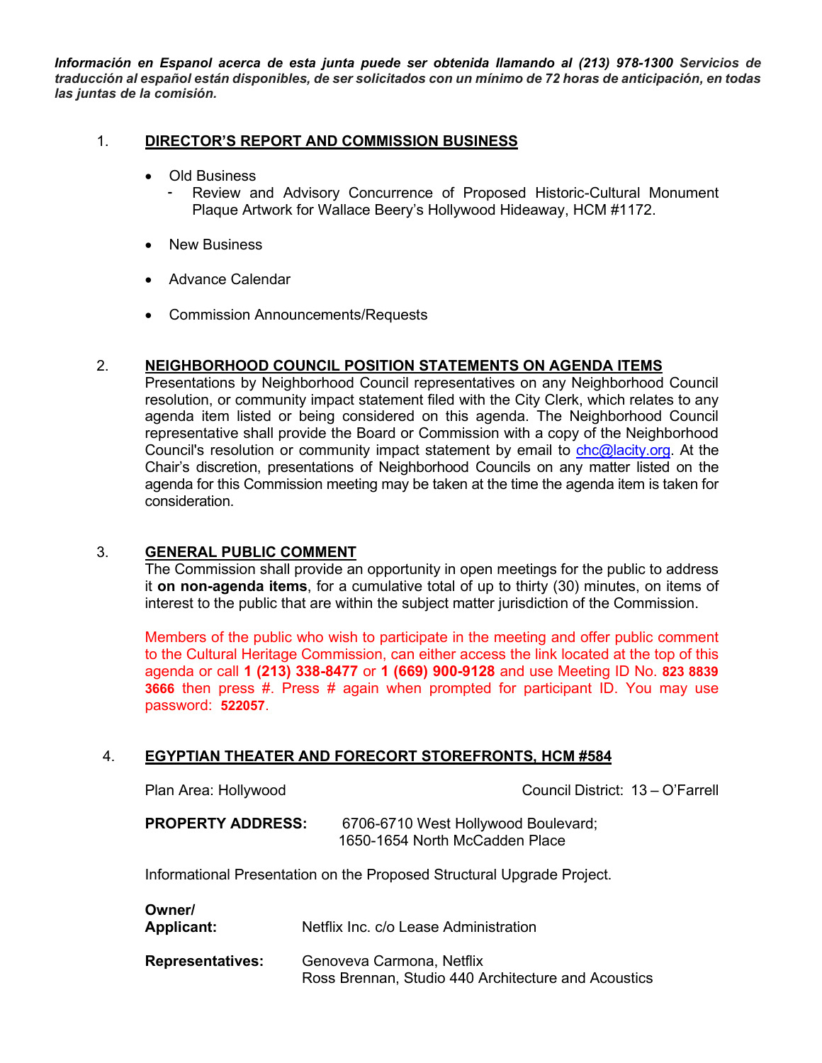***Información en Espanol acerca de esta junta puede ser obtenida llamando al (213) 978-1300** Servicios de traducción al español están disponibles, de ser solicitados con un mínimo de 72 horas de anticipación, en todas las juntas de la comisión.*

1. **DIRECTOR'S REPORT AND COMMISSION BUSINESS**

   - Old Business
     - Review and Advisory Concurrence of Proposed Historic-Cultural Monument Plaque Artwork for Wallace Beery's Hollywood Hideaway, HCM #1172.
   - New Business
   - Advance Calendar
   - Commission Announcements/Requests

2. **NEIGHBORHOOD COUNCIL POSITION STATEMENTS ON AGENDA ITEMS**

   Presentations by Neighborhood Council representatives on any Neighborhood Council resolution, or community impact statement filed with the City Clerk, which relates to any agenda item listed or being considered on this agenda. The Neighborhood Council representative shall provide the Board or Commission with a copy of the Neighborhood Council's resolution or community impact statement by email to chc@lacity.org. At the Chair's discretion, presentations of Neighborhood Councils on any matter listed on the agenda for this Commission meeting may be taken at the time the agenda item is taken for consideration.

3. **GENERAL PUBLIC COMMENT**

   The Commission shall provide an opportunity in open meetings for the public to address it **on non-agenda items**, for a cumulative total of up to thirty (30) minutes, on items of interest to the public that are within the subject matter jurisdiction of the Commission.

   Members of the public who wish to participate in the meeting and offer public comment to the Cultural Heritage Commission, can either access the link located at the top of this agenda or call **1 (213) 338-8477** or **1 (669) 900-9128** and use Meeting ID No. **823 8839 3666** then press #. Press # again when prompted for participant ID. You may use password: **522057**.

4. **EGYPTIAN THEATER AND FORECOURT STOREFRONTS, HCM #584**

   Plan Area: Hollywood — Council District: 13 – O'Farrell

   **PROPERTY ADDRESS:** 6706-6710 West Hollywood Boulevard; 1650-1654 North McCadden Place

   Informational Presentation on the Proposed Structural Upgrade Project.

   **Owner/ Applicant:** Netflix Inc. c/o Lease Administration

   **Representatives:** Genoveva Carmona, Netflix
   Ross Brennan, Studio 440 Architecture and Acoustics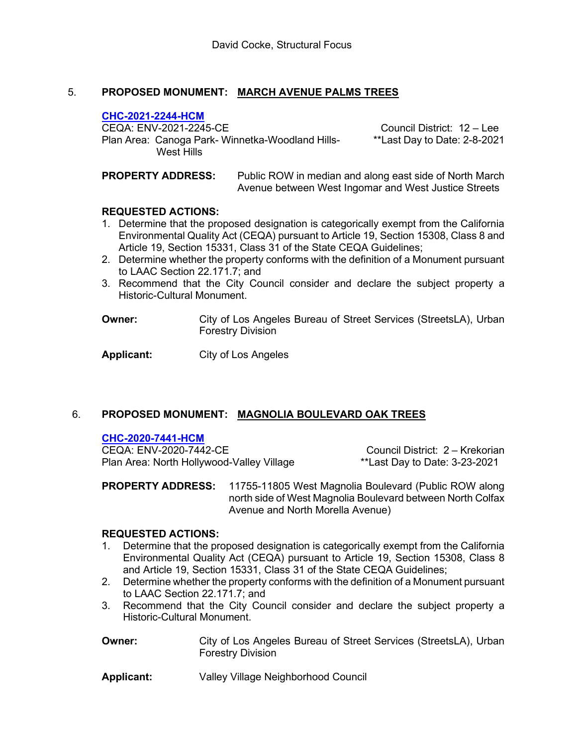David Cocke, Structural Focus

5. **PROPOSED MONUMENT:** **MARCH AVENUE PALMS TREES**

**CHC-2021-2244-HCM**
CEQA: ENV-2021-2245-CE
Plan Area: Canoga Park- Winnetka-Woodland Hills-West Hills

Council District: 12 – Lee
**Last Day to Date: 2-8-2021

**PROPERTY ADDRESS:** Public ROW in median and along east side of North March Avenue between West Ingomar and West Justice Streets

**REQUESTED ACTIONS:**

1. Determine that the proposed designation is categorically exempt from the California Environmental Quality Act (CEQA) pursuant to Article 19, Section 15308, Class 8 and Article 19, Section 15331, Class 31 of the State CEQA Guidelines;
2. Determine whether the property conforms with the definition of a Monument pursuant to LAAC Section 22.171.7; and
3. Recommend that the City Council consider and declare the subject property a Historic-Cultural Monument.

**Owner:** City of Los Angeles Bureau of Street Services (StreetsLA), Urban Forestry Division

**Applicant:** City of Los Angeles

6. **PROPOSED MONUMENT:** **MAGNOLIA BOULEVARD OAK TREES**

**CHC-2020-7441-HCM**
CEQA: ENV-2020-7442-CE
Plan Area: North Hollywood-Valley Village

Council District: 2 – Krekorian
**Last Day to Date: 3-23-2021

**PROPERTY ADDRESS:** 11755-11805 West Magnolia Boulevard (Public ROW along north side of West Magnolia Boulevard between North Colfax Avenue and North Morella Avenue)

**REQUESTED ACTIONS:**

1. Determine that the proposed designation is categorically exempt from the California Environmental Quality Act (CEQA) pursuant to Article 19, Section 15308, Class 8 and Article 19, Section 15331, Class 31 of the State CEQA Guidelines;
2. Determine whether the property conforms with the definition of a Monument pursuant to LAAC Section 22.171.7; and
3. Recommend that the City Council consider and declare the subject property a Historic-Cultural Monument.

**Owner:** City of Los Angeles Bureau of Street Services (StreetsLA), Urban Forestry Division

**Applicant:** Valley Village Neighborhood Council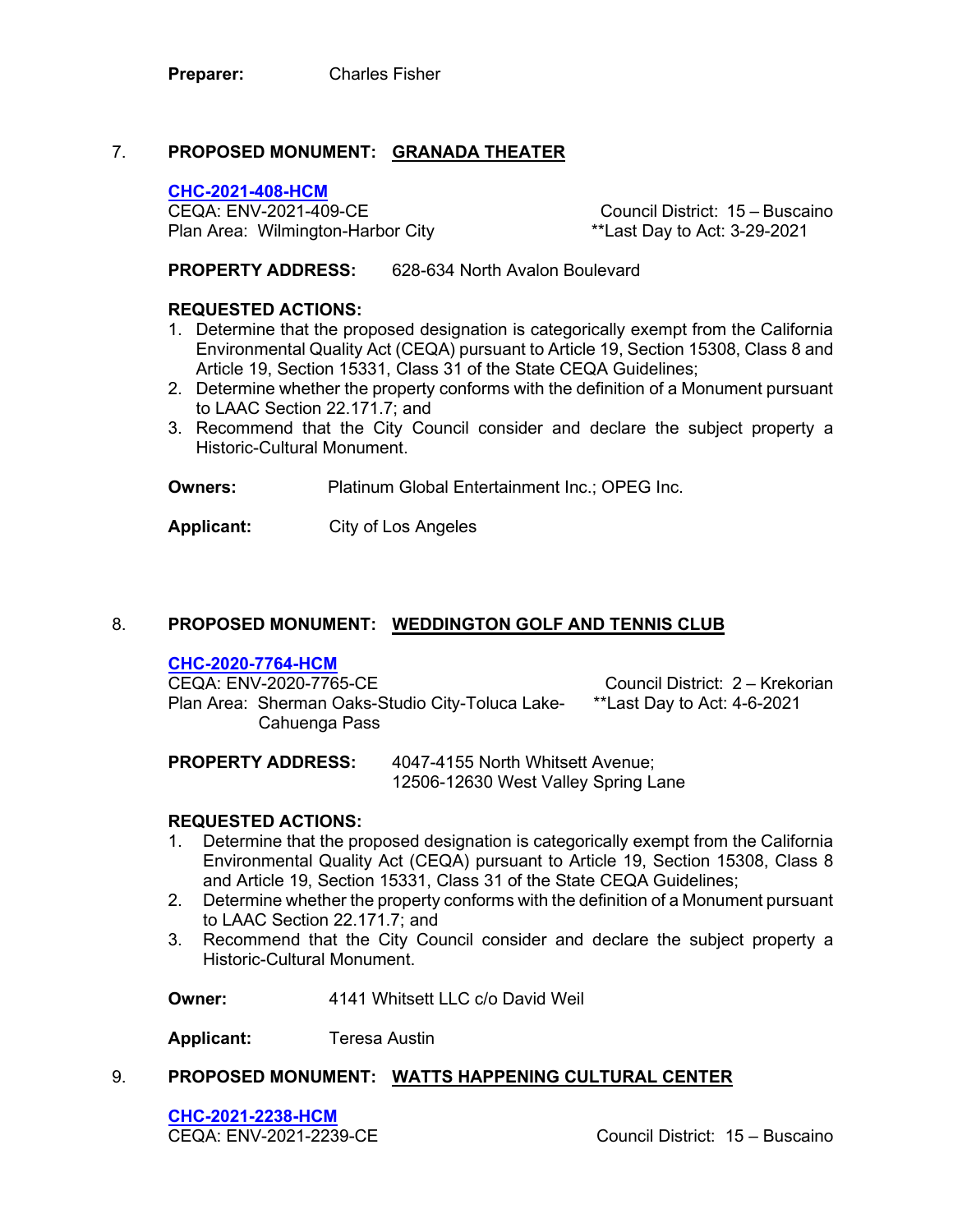**Preparer:** Charles Fisher

7. **PROPOSED MONUMENT: <u>GRANADA THEATER</u>**

**CHC-2021-408-HCM**
CEQA: ENV-2021-409-CE — Council District: 15 – Buscaino
Plan Area: Wilmington-Harbor City — **Last Day to Act: 3-29-2021

**PROPERTY ADDRESS:** 628-634 North Avalon Boulevard

**REQUESTED ACTIONS:**

1. Determine that the proposed designation is categorically exempt from the California Environmental Quality Act (CEQA) pursuant to Article 19, Section 15308, Class 8 and Article 19, Section 15331, Class 31 of the State CEQA Guidelines;
2. Determine whether the property conforms with the definition of a Monument pursuant to LAAC Section 22.171.7; and
3. Recommend that the City Council consider and declare the subject property a Historic-Cultural Monument.

**Owners:** Platinum Global Entertainment Inc.; OPEG Inc.

**Applicant:** City of Los Angeles

8. **PROPOSED MONUMENT: <u>WEDDINGTON GOLF AND TENNIS CLUB</u>**

**CHC-2020-7764-HCM**
CEQA: ENV-2020-7765-CE — Council District: 2 – Krekorian
Plan Area: Sherman Oaks-Studio City-Toluca Lake-Cahuenga Pass — **Last Day to Act: 4-6-2021

**PROPERTY ADDRESS:** 4047-4155 North Whitsett Avenue; 12506-12630 West Valley Spring Lane

**REQUESTED ACTIONS:**

1. Determine that the proposed designation is categorically exempt from the California Environmental Quality Act (CEQA) pursuant to Article 19, Section 15308, Class 8 and Article 19, Section 15331, Class 31 of the State CEQA Guidelines;
2. Determine whether the property conforms with the definition of a Monument pursuant to LAAC Section 22.171.7; and
3. Recommend that the City Council consider and declare the subject property a Historic-Cultural Monument.

**Owner:** 4141 Whitsett LLC c/o David Weil

**Applicant:** Teresa Austin

9. **PROPOSED MONUMENT: <u>WATTS HAPPENING CULTURAL CENTER</u>**

**CHC-2021-2238-HCM**
CEQA: ENV-2021-2239-CE — Council District: 15 – Buscaino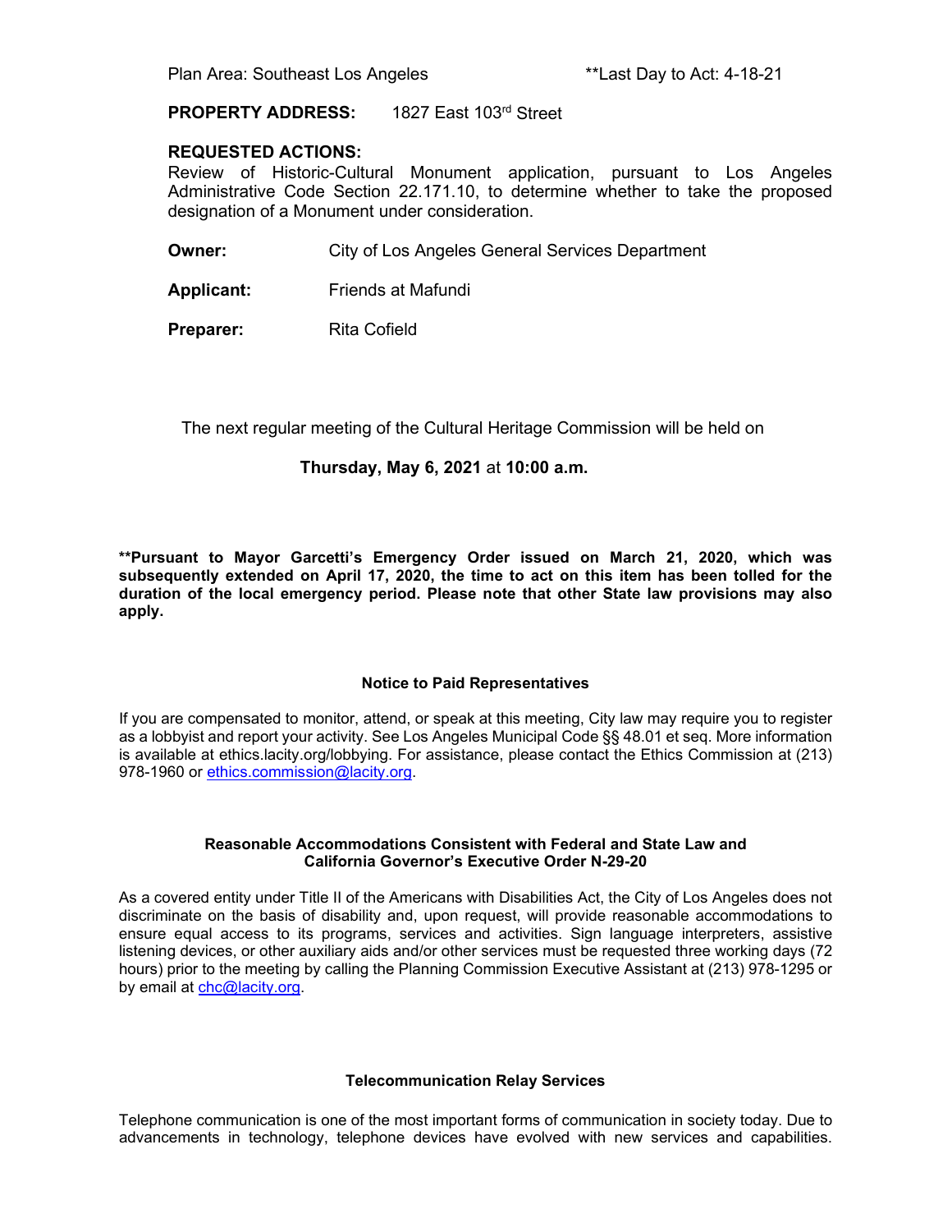Plan Area: Southeast Los Angeles **Last Day to Act: 4-18-21

**PROPERTY ADDRESS:** 1827 East 103rd Street

**REQUESTED ACTIONS:**
Review of Historic-Cultural Monument application, pursuant to Los Angeles Administrative Code Section 22.171.10, to determine whether to take the proposed designation of a Monument under consideration.

**Owner:** City of Los Angeles General Services Department

**Applicant:** Friends at Mafundi

**Preparer:** Rita Cofield

The next regular meeting of the Cultural Heritage Commission will be held on

**Thursday, May 6, 2021** at **10:00 a.m.**

**\*\*Pursuant to Mayor Garcetti's Emergency Order issued on March 21, 2020, which was subsequently extended on April 17, 2020, the time to act on this item has been tolled for the duration of the local emergency period. Please note that other State law provisions may also apply.**

**Notice to Paid Representatives**

If you are compensated to monitor, attend, or speak at this meeting, City law may require you to register as a lobbyist and report your activity. See Los Angeles Municipal Code §§ 48.01 et seq. More information is available at ethics.lacity.org/lobbying. For assistance, please contact the Ethics Commission at (213) 978-1960 or ethics.commission@lacity.org.

**Reasonable Accommodations Consistent with Federal and State Law and California Governor's Executive Order N-29-20**

As a covered entity under Title II of the Americans with Disabilities Act, the City of Los Angeles does not discriminate on the basis of disability and, upon request, will provide reasonable accommodations to ensure equal access to its programs, services and activities. Sign language interpreters, assistive listening devices, or other auxiliary aids and/or other services must be requested three working days (72 hours) prior to the meeting by calling the Planning Commission Executive Assistant at (213) 978-1295 or by email at chc@lacity.org.

**Telecommunication Relay Services**

Telephone communication is one of the most important forms of communication in society today. Due to advancements in technology, telephone devices have evolved with new services and capabilities.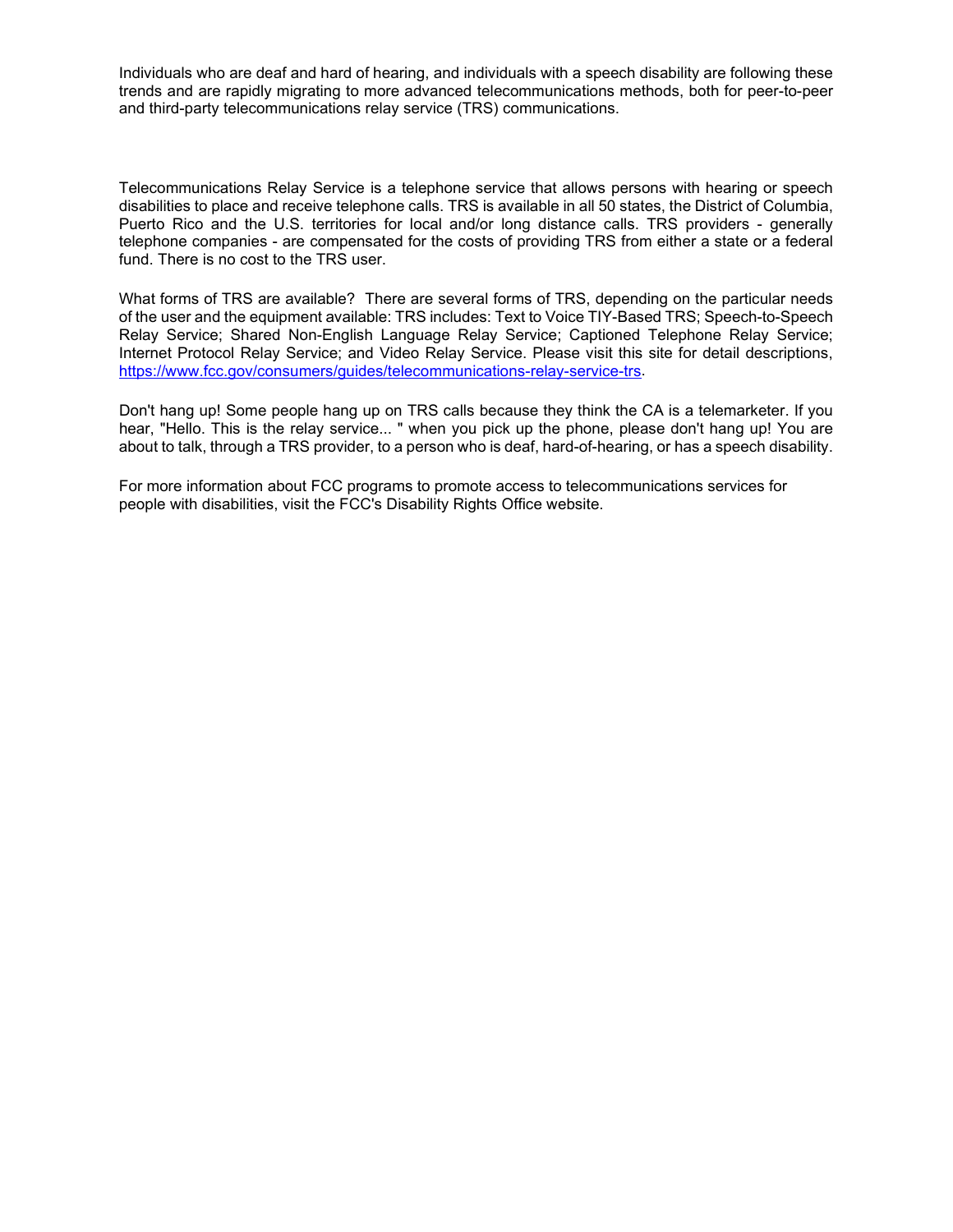Individuals who are deaf and hard of hearing, and individuals with a speech disability are following these trends and are rapidly migrating to more advanced telecommunications methods, both for peer-to-peer and third-party telecommunications relay service (TRS) communications.

Telecommunications Relay Service is a telephone service that allows persons with hearing or speech disabilities to place and receive telephone calls. TRS is available in all 50 states, the District of Columbia, Puerto Rico and the U.S. territories for local and/or long distance calls. TRS providers - generally telephone companies - are compensated for the costs of providing TRS from either a state or a federal fund. There is no cost to the TRS user.

What forms of TRS are available? There are several forms of TRS, depending on the particular needs of the user and the equipment available: TRS includes: Text to Voice TIY-Based TRS; Speech-to-Speech Relay Service; Shared Non-English Language Relay Service; Captioned Telephone Relay Service; Internet Protocol Relay Service; and Video Relay Service. Please visit this site for detail descriptions, [https://www.fcc.gov/consumers/guides/telecommunications-relay-service-trs](https://www.fcc.gov/consumers/guides/telecommunications-relay-service-trs).

Don't hang up! Some people hang up on TRS calls because they think the CA is a telemarketer. If you hear, "Hello. This is the relay service... " when you pick up the phone, please don't hang up! You are about to talk, through a TRS provider, to a person who is deaf, hard-of-hearing, or has a speech disability.

For more information about FCC programs to promote access to telecommunications services for people with disabilities, visit the FCC's Disability Rights Office website.